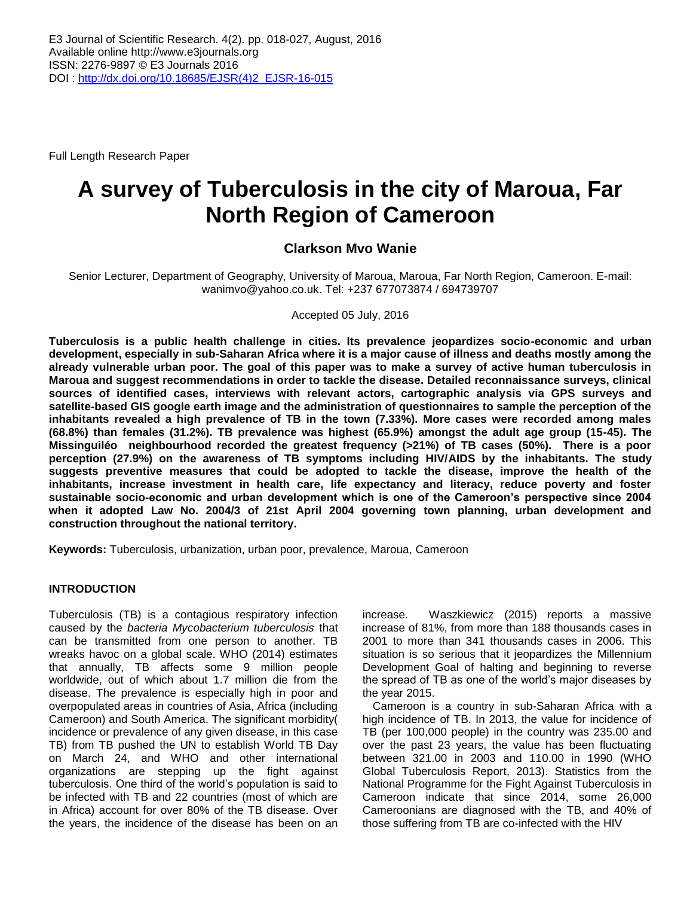E3 Journal of Scientific Research. 4(2). pp. 018-027, August, 2016
Available online http://www.e3journals.org
ISSN: 2276-9897 © E3 Journals 2016
DOI : http://dx.doi.org/10.18685/EJSR(4)2_EJSR-16-015

Full Length Research Paper

# A survey of Tuberculosis in the city of Maroua, Far North Region of Cameroon

**Clarkson Mvo Wanie**

Senior Lecturer, Department of Geography, University of Maroua, Maroua, Far North Region, Cameroon. E-mail: wanimvo@yahoo.co.uk. Tel: +237 677073874 / 694739707

Accepted 05 July, 2016

**Tuberculosis is a public health challenge in cities. Its prevalence jeopardizes socio-economic and urban development, especially in sub-Saharan Africa where it is a major cause of illness and deaths mostly among the already vulnerable urban poor. The goal of this paper was to make a survey of active human tuberculosis in Maroua and suggest recommendations in order to tackle the disease. Detailed reconnaissance surveys, clinical sources of identified cases, interviews with relevant actors, cartographic analysis via GPS surveys and satellite-based GIS google earth image and the administration of questionnaires to sample the perception of the inhabitants revealed a high prevalence of TB in the town (7.33%). More cases were recorded among males (68.8%) than females (31.2%). TB prevalence was highest (65.9%) amongst the adult age group (15-45). The Missinguiléo neighbourhood recorded the greatest frequency (>21%) of TB cases (50%). There is a poor perception (27.9%) on the awareness of TB symptoms including HIV/AIDS by the inhabitants. The study suggests preventive measures that could be adopted to tackle the disease, improve the health of the inhabitants, increase investment in health care, life expectancy and literacy, reduce poverty and foster sustainable socio-economic and urban development which is one of the Cameroon's perspective since 2004 when it adopted Law No. 2004/3 of 21st April 2004 governing town planning, urban development and construction throughout the national territory.**

**Keywords:** Tuberculosis, urbanization, urban poor, prevalence, Maroua, Cameroon

## INTRODUCTION

Tuberculosis (TB) is a contagious respiratory infection caused by the *bacteria Mycobacterium tuberculosis* that can be transmitted from one person to another. TB wreaks havoc on a global scale. WHO (2014) estimates that annually, TB affects some 9 million people worldwide, out of which about 1.7 million die from the disease. The prevalence is especially high in poor and overpopulated areas in countries of Asia, Africa (including Cameroon) and South America. The significant morbidity( incidence or prevalence of any given disease, in this case TB) from TB pushed the UN to establish World TB Day on March 24, and WHO and other international organizations are stepping up the fight against tuberculosis. One third of the world's population is said to be infected with TB and 22 countries (most of which are in Africa) account for over 80% of the TB disease. Over the years, the incidence of the disease has been on an increase. Waszkiewicz (2015) reports a massive increase of 81%, from more than 188 thousands cases in 2001 to more than 341 thousands cases in 2006. This situation is so serious that it jeopardizes the Millennium Development Goal of halting and beginning to reverse the spread of TB as one of the world's major diseases by the year 2015.

Cameroon is a country in sub-Saharan Africa with a high incidence of TB. In 2013, the value for incidence of TB (per 100,000 people) in the country was 235.00 and over the past 23 years, the value has been fluctuating between 321.00 in 2003 and 110.00 in 1990 (WHO Global Tuberculosis Report, 2013). Statistics from the National Programme for the Fight Against Tuberculosis in Cameroon indicate that since 2014, some 26,000 Cameroonians are diagnosed with the TB, and 40% of those suffering from TB are co-infected with the HIV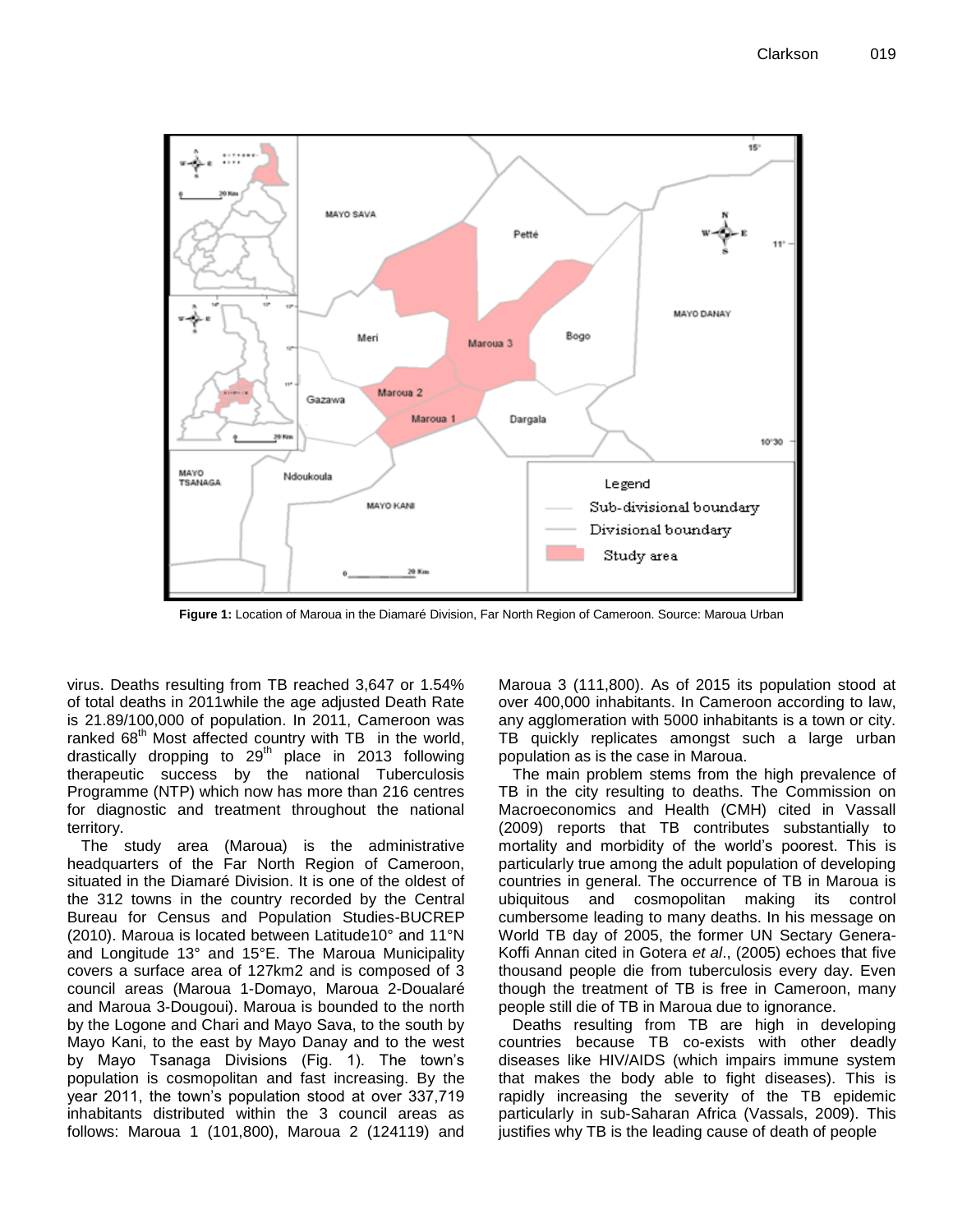**Figure 1:** Location of Maroua in the Diamaré Division, Far North Region of Cameroon. Source: Maroua Urban

virus. Deaths resulting from TB reached 3,647 or 1.54% of total deaths in 2011while the age adjusted Death Rate is 21.89/100,000 of population. In 2011, Cameroon was ranked 68th Most affected country with TB in the world, drastically dropping to 29th place in 2013 following therapeutic success by the national Tuberculosis Programme (NTP) which now has more than 216 centres for diagnostic and treatment throughout the national territory.

The study area (Maroua) is the administrative headquarters of the Far North Region of Cameroon, situated in the Diamaré Division. It is one of the oldest of the 312 towns in the country recorded by the Central Bureau for Census and Population Studies-BUCREP (2010). Maroua is located between Latitude10° and 11°N and Longitude 13° and 15°E. The Maroua Municipality covers a surface area of 127km2 and is composed of 3 council areas (Maroua 1-Domayo, Maroua 2-Doualaré and Maroua 3-Dougoui). Maroua is bounded to the north by the Logone and Chari and Mayo Sava, to the south by Mayo Kani, to the east by Mayo Danay and to the west by Mayo Tsanaga Divisions (Fig. 1). The town's population is cosmopolitan and fast increasing. By the year 2011, the town's population stood at over 337,719 inhabitants distributed within the 3 council areas as follows: Maroua 1 (101,800), Maroua 2 (124119) and Maroua 3 (111,800). As of 2015 its population stood at over 400,000 inhabitants. In Cameroon according to law, any agglomeration with 5000 inhabitants is a town or city. TB quickly replicates amongst such a large urban population as is the case in Maroua.

The main problem stems from the high prevalence of TB in the city resulting to deaths. The Commission on Macroeconomics and Health (CMH) cited in Vassall (2009) reports that TB contributes substantially to mortality and morbidity of the world's poorest. This is particularly true among the adult population of developing countries in general. The occurrence of TB in Maroua is ubiquitous and cosmopolitan making its control cumbersome leading to many deaths. In his message on World TB day of 2005, the former UN Sectary Genera-Koffi Annan cited in Gotera *et al*., (2005) echoes that five thousand people die from tuberculosis every day. Even though the treatment of TB is free in Cameroon, many people still die of TB in Maroua due to ignorance.

Deaths resulting from TB are high in developing countries because TB co-exists with other deadly diseases like HIV/AIDS (which impairs immune system that makes the body able to fight diseases). This is rapidly increasing the severity of the TB epidemic particularly in sub-Saharan Africa (Vassals, 2009). This justifies why TB is the leading cause of death of people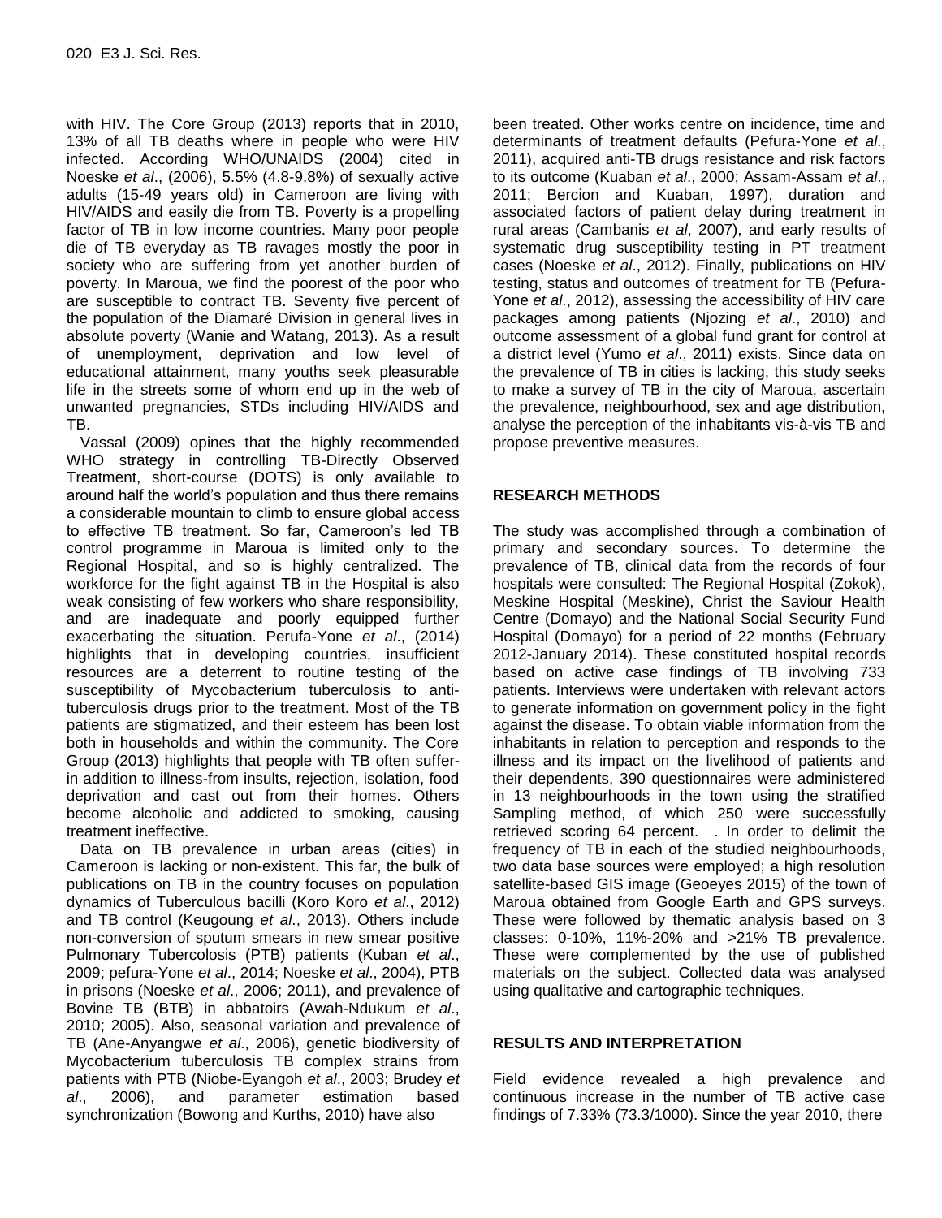with HIV. The Core Group (2013) reports that in 2010, 13% of all TB deaths where in people who were HIV infected. According WHO/UNAIDS (2004) cited in Noeske *et al*., (2006), 5.5% (4.8-9.8%) of sexually active adults (15-49 years old) in Cameroon are living with HIV/AIDS and easily die from TB. Poverty is a propelling factor of TB in low income countries. Many poor people die of TB everyday as TB ravages mostly the poor in society who are suffering from yet another burden of poverty. In Maroua, we find the poorest of the poor who are susceptible to contract TB. Seventy five percent of the population of the Diamaré Division in general lives in absolute poverty (Wanie and Watang, 2013). As a result of unemployment, deprivation and low level of educational attainment, many youths seek pleasurable life in the streets some of whom end up in the web of unwanted pregnancies, STDs including HIV/AIDS and TB.

Vassal (2009) opines that the highly recommended WHO strategy in controlling TB-Directly Observed Treatment, short-course (DOTS) is only available to around half the world's population and thus there remains a considerable mountain to climb to ensure global access to effective TB treatment. So far, Cameroon's led TB control programme in Maroua is limited only to the Regional Hospital, and so is highly centralized. The workforce for the fight against TB in the Hospital is also weak consisting of few workers who share responsibility, and are inadequate and poorly equipped further exacerbating the situation. Perufa-Yone *et al*., (2014) highlights that in developing countries, insufficient resources are a deterrent to routine testing of the susceptibility of Mycobacterium tuberculosis to anti-tuberculosis drugs prior to the treatment. Most of the TB patients are stigmatized, and their esteem has been lost both in households and within the community. The Core Group (2013) highlights that people with TB often suffer-in addition to illness-from insults, rejection, isolation, food deprivation and cast out from their homes. Others become alcoholic and addicted to smoking, causing treatment ineffective.

Data on TB prevalence in urban areas (cities) in Cameroon is lacking or non-existent. This far, the bulk of publications on TB in the country focuses on population dynamics of Tuberculous bacilli (Koro Koro *et al*., 2012) and TB control (Keugoung *et al*., 2013). Others include non-conversion of sputum smears in new smear positive Pulmonary Tubercolosis (PTB) patients (Kuban *et al*., 2009; pefura-Yone *et al*., 2014; Noeske *et al*., 2004), PTB in prisons (Noeske *et al*., 2006; 2011), and prevalence of Bovine TB (BTB) in abbatoirs (Awah-Ndukum *et al*., 2010; 2005). Also, seasonal variation and prevalence of TB (Ane-Anyangwe *et al*., 2006), genetic biodiversity of Mycobacterium tuberculosis TB complex strains from patients with PTB (Niobe-Eyangoh *et al*., 2003; Brudey *et al*., 2006), and parameter estimation based synchronization (Bowong and Kurths, 2010) have also been treated. Other works centre on incidence, time and determinants of treatment defaults (Pefura-Yone *et al*., 2011), acquired anti-TB drugs resistance and risk factors to its outcome (Kuaban *et al*., 2000; Assam-Assam *et al*., 2011; Bercion and Kuaban, 1997), duration and associated factors of patient delay during treatment in rural areas (Cambanis *et al*, 2007), and early results of systematic drug susceptibility testing in PT treatment cases (Noeske *et al*., 2012). Finally, publications on HIV testing, status and outcomes of treatment for TB (Pefura-Yone *et al*., 2012), assessing the accessibility of HIV care packages among patients (Njozing *et al*., 2010) and outcome assessment of a global fund grant for control at a district level (Yumo *et al*., 2011) exists. Since data on the prevalence of TB in cities is lacking, this study seeks to make a survey of TB in the city of Maroua, ascertain the prevalence, neighbourhood, sex and age distribution, analyse the perception of the inhabitants vis-à-vis TB and propose preventive measures.

## RESEARCH METHODS

The study was accomplished through a combination of primary and secondary sources. To determine the prevalence of TB, clinical data from the records of four hospitals were consulted: The Regional Hospital (Zokok), Meskine Hospital (Meskine), Christ the Saviour Health Centre (Domayo) and the National Social Security Fund Hospital (Domayo) for a period of 22 months (February 2012-January 2014). These constituted hospital records based on active case findings of TB involving 733 patients. Interviews were undertaken with relevant actors to generate information on government policy in the fight against the disease. To obtain viable information from the inhabitants in relation to perception and responds to the illness and its impact on the livelihood of patients and their dependents, 390 questionnaires were administered in 13 neighbourhoods in the town using the stratified Sampling method, of which 250 were successfully retrieved scoring 64 percent. . In order to delimit the frequency of TB in each of the studied neighbourhoods, two data base sources were employed; a high resolution satellite-based GIS image (Geoeyes 2015) of the town of Maroua obtained from Google Earth and GPS surveys. These were followed by thematic analysis based on 3 classes: 0-10%, 11%-20% and >21% TB prevalence. These were complemented by the use of published materials on the subject. Collected data was analysed using qualitative and cartographic techniques.

## RESULTS AND INTERPRETATION

Field evidence revealed a high prevalence and continuous increase in the number of TB active case findings of 7.33% (73.3/1000). Since the year 2010, there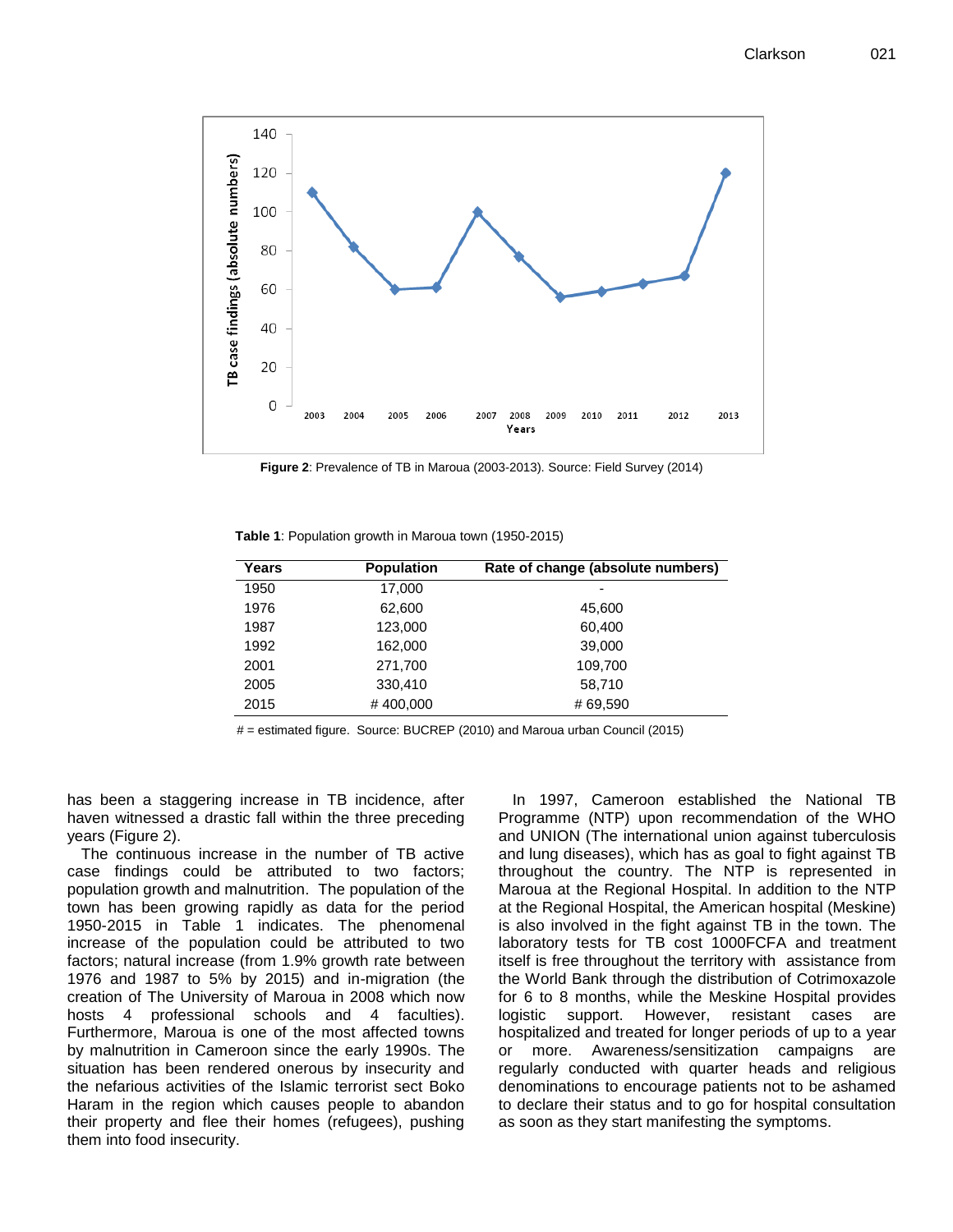Figure 2: Prevalence of TB in Maroua (2003-2013). Source: Field Survey (2014)

**Table 1**: Population growth in Maroua town (1950-2015)

| Years | Population | Rate of change (absolute numbers) |
|---|---|---|
| 1950 | 17,000 | - |
| 1976 | 62,600 | 45,600 |
| 1987 | 123,000 | 60,400 |
| 1992 | 162,000 | 39,000 |
| 2001 | 271,700 | 109,700 |
| 2005 | 330,410 | 58,710 |
| 2015 | # 400,000 | # 69,590 |

# = estimated figure. Source: BUCREP (2010) and Maroua urban Council (2015)

has been a staggering increase in TB incidence, after haven witnessed a drastic fall within the three preceding years (Figure 2).

The continuous increase in the number of TB active case findings could be attributed to two factors; population growth and malnutrition. The population of the town has been growing rapidly as data for the period 1950-2015 in Table 1 indicates. The phenomenal increase of the population could be attributed to two factors; natural increase (from 1.9% growth rate between 1976 and 1987 to 5% by 2015) and in-migration (the creation of The University of Maroua in 2008 which now hosts 4 professional schools and 4 faculties). Furthermore, Maroua is one of the most affected towns by malnutrition in Cameroon since the early 1990s. The situation has been rendered onerous by insecurity and the nefarious activities of the Islamic terrorist sect Boko Haram in the region which causes people to abandon their property and flee their homes (refugees), pushing them into food insecurity.

In 1997, Cameroon established the National TB Programme (NTP) upon recommendation of the WHO and UNION (The international union against tuberculosis and lung diseases), which has as goal to fight against TB throughout the country. The NTP is represented in Maroua at the Regional Hospital. In addition to the NTP at the Regional Hospital, the American hospital (Meskine) is also involved in the fight against TB in the town. The laboratory tests for TB cost 1000FCFA and treatment itself is free throughout the territory with assistance from the World Bank through the distribution of Cotrimoxazole for 6 to 8 months, while the Meskine Hospital provides logistic support. However, resistant cases are hospitalized and treated for longer periods of up to a year or more. Awareness/sensitization campaigns are regularly conducted with quarter heads and religious denominations to encourage patients not to be ashamed to declare their status and to go for hospital consultation as soon as they start manifesting the symptoms.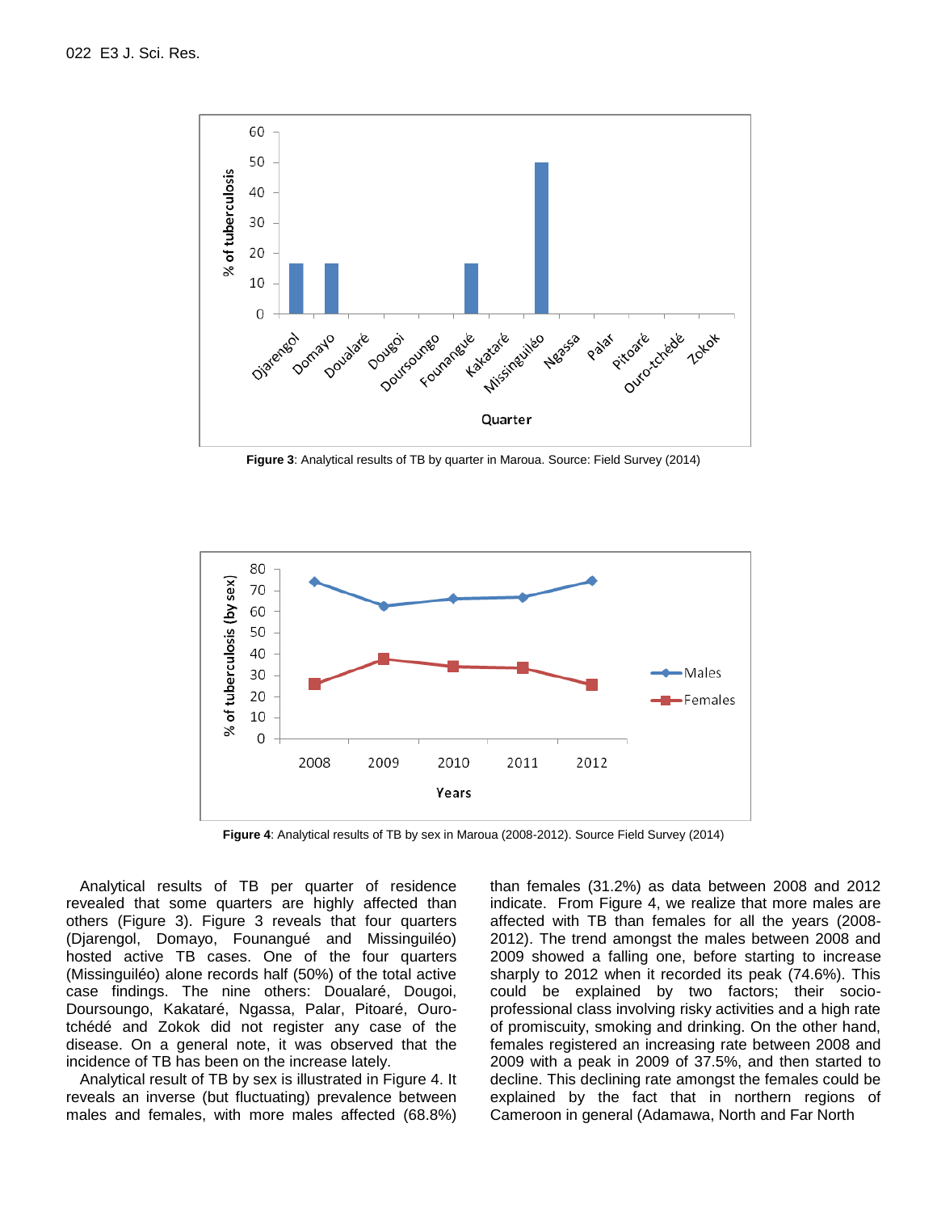**Figure 3**: Analytical results of TB by quarter in Maroua. Source: Field Survey (2014)

**Figure 4**: Analytical results of TB by sex in Maroua (2008-2012). Source Field Survey (2014)

Analytical results of TB per quarter of residence revealed that some quarters are highly affected than others (Figure 3). Figure 3 reveals that four quarters (Djarengol, Domayo, Founangué and Missinguiléo) hosted active TB cases. One of the four quarters (Missinguiléo) alone records half (50%) of the total active case findings. The nine others: Doualaré, Dougoi, Doursoungo, Kakataré, Ngassa, Palar, Pitoaré, Ouro-tchédé and Zokok did not register any case of the disease. On a general note, it was observed that the incidence of TB has been on the increase lately.

Analytical result of TB by sex is illustrated in Figure 4. It reveals an inverse (but fluctuating) prevalence between males and females, with more males affected (68.8%) than females (31.2%) as data between 2008 and 2012 indicate. From Figure 4, we realize that more males are affected with TB than females for all the years (2008-2012). The trend amongst the males between 2008 and 2009 showed a falling one, before starting to increase sharply to 2012 when it recorded its peak (74.6%). This could be explained by two factors; their socio-professional class involving risky activities and a high rate of promiscuity, smoking and drinking. On the other hand, females registered an increasing rate between 2008 and 2009 with a peak in 2009 of 37.5%, and then started to decline. This declining rate amongst the females could be explained by the fact that in northern regions of Cameroon in general (Adamawa, North and Far North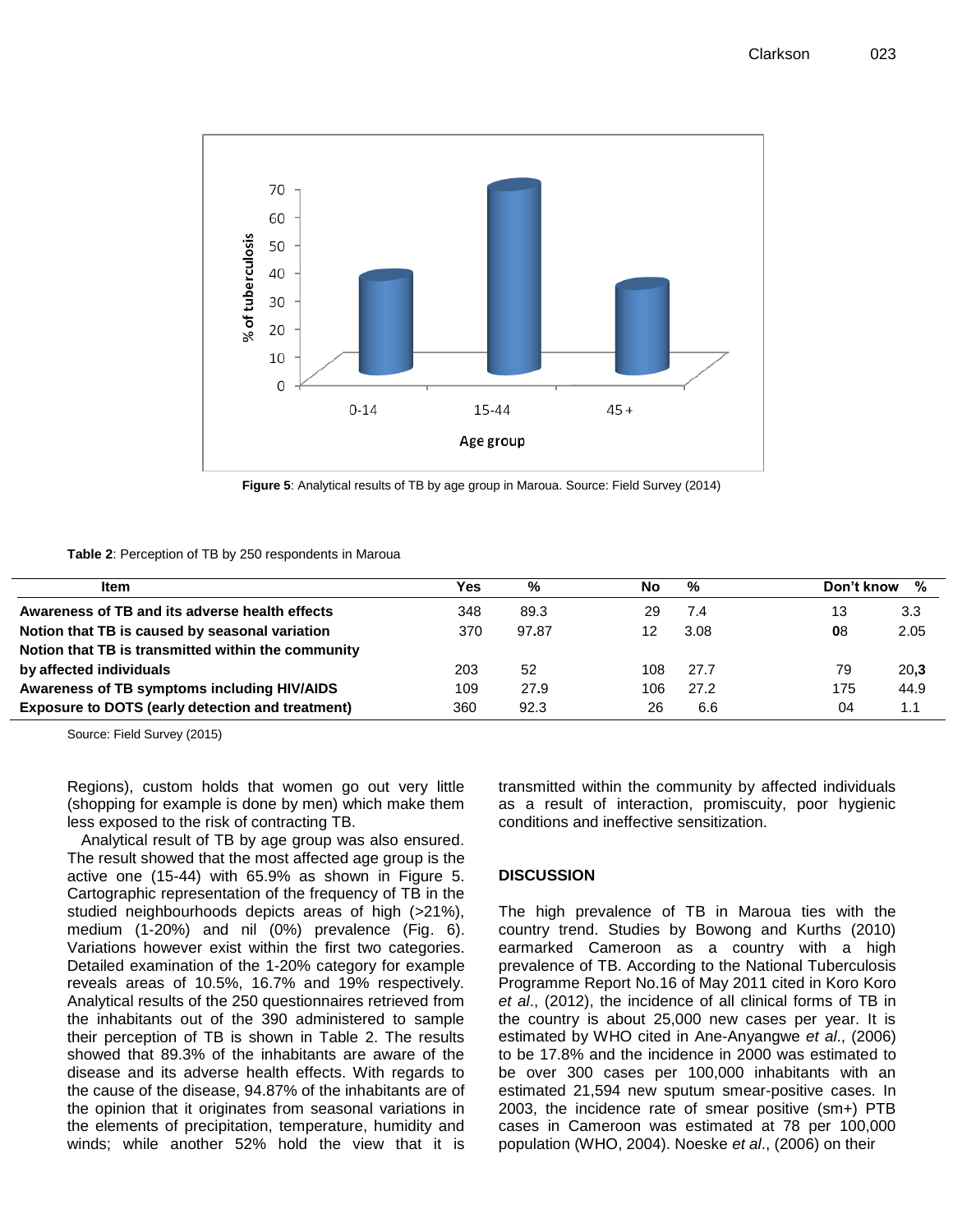Figure 5: Analytical results of TB by age group in Maroua. Source: Field Survey (2014)

**Table 2**: Perception of TB by 250 respondents in Maroua

| Item | Yes | % | No | % | Don't know | % |
|---|---|---|---|---|---|---|
| **Awareness of TB and its adverse health effects** | 348 | 89.3 | 29 | 7.4 | 13 | 3.3 |
| **Notion that TB is caused by seasonal variation** | 370 | 97.87 | 12 | 3.08 | 08 | 2.05 |
| **Notion that TB is transmitted within the community by affected individuals** | 203 | 52 | 108 | 27.7 | 79 | 20,3 |
| **Awareness of TB symptoms including HIV/AIDS** | 109 | 27.9 | 106 | 27.2 | 175 | 44.9 |
| **Exposure to DOTS (early detection and treatment)** | 360 | 92.3 | 26 | 6.6 | 04 | 1.1 |

Source: Field Survey (2015)

Regions), custom holds that women go out very little (shopping for example is done by men) which make them less exposed to the risk of contracting TB.

Analytical result of TB by age group was also ensured. The result showed that the most affected age group is the active one (15-44) with 65.9% as shown in Figure 5. Cartographic representation of the frequency of TB in the studied neighbourhoods depicts areas of high (>21%), medium (1-20%) and nil (0%) prevalence (Fig. 6). Variations however exist within the first two categories. Detailed examination of the 1-20% category for example reveals areas of 10.5%, 16.7% and 19% respectively. Analytical results of the 250 questionnaires retrieved from the inhabitants out of the 390 administered to sample their perception of TB is shown in Table 2. The results showed that 89.3% of the inhabitants are aware of the disease and its adverse health effects. With regards to the cause of the disease, 94.87% of the inhabitants are of the opinion that it originates from seasonal variations in the elements of precipitation, temperature, humidity and winds; while another 52% hold the view that it is transmitted within the community by affected individuals as a result of interaction, promiscuity, poor hygienic conditions and ineffective sensitization.

## DISCUSSION

The high prevalence of TB in Maroua ties with the country trend. Studies by Bowong and Kurths (2010) earmarked Cameroon as a country with a high prevalence of TB. According to the National Tuberculosis Programme Report No.16 of May 2011 cited in Koro Koro *et al*., (2012), the incidence of all clinical forms of TB in the country is about 25,000 new cases per year. It is estimated by WHO cited in Ane-Anyangwe *et al*., (2006) to be 17.8% and the incidence in 2000 was estimated to be over 300 cases per 100,000 inhabitants with an estimated 21,594 new sputum smear-positive cases. In 2003, the incidence rate of smear positive (sm+) PTB cases in Cameroon was estimated at 78 per 100,000 population (WHO, 2004). Noeske *et al*., (2006) on their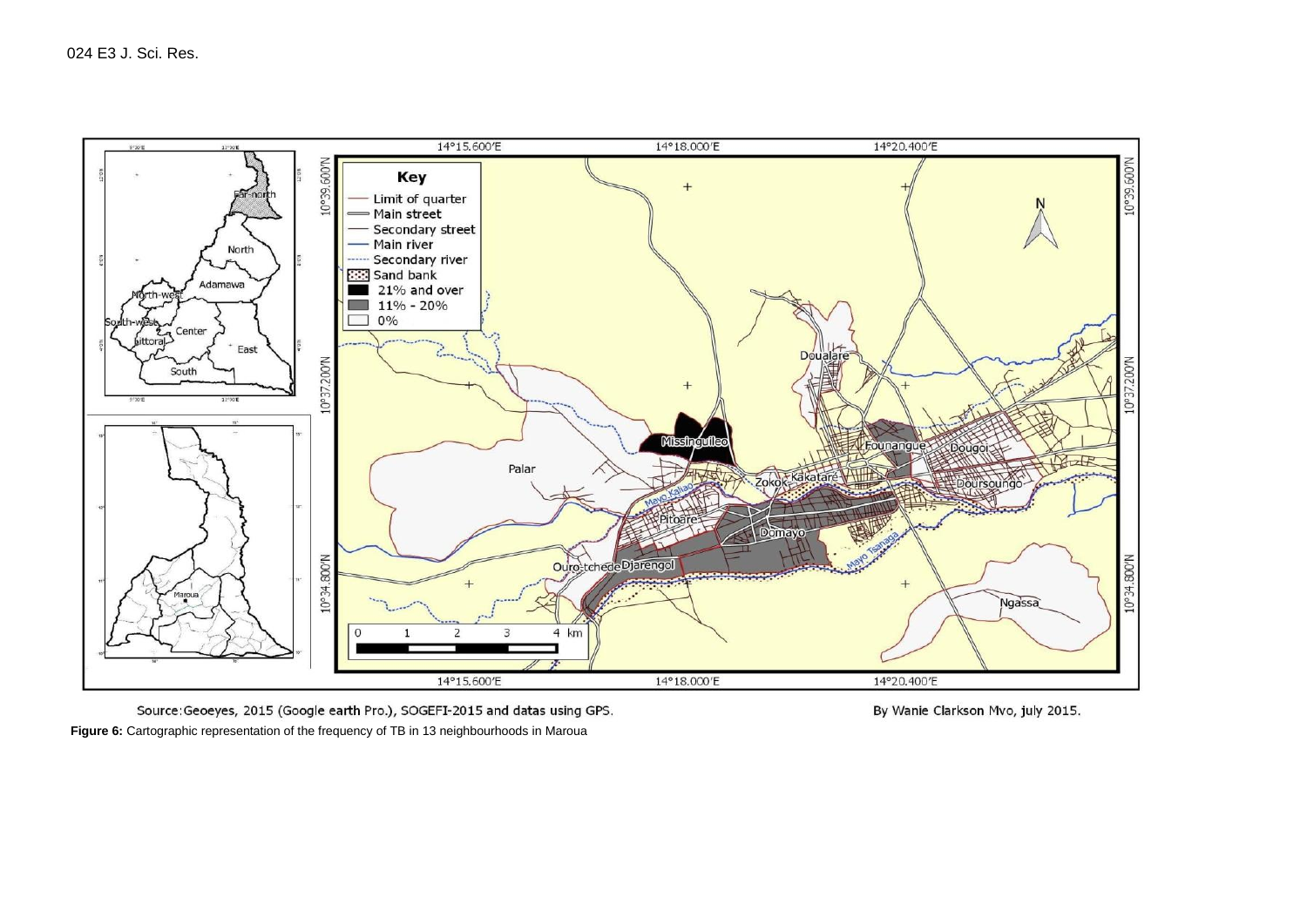Source:Geoeyes, 2015 (Google earth Pro.), SOGEFI-2015 and datas using GPS.

By Wanie Clarkson Mvo, july 2015.

**Figure 6:** Cartographic representation of the frequency of TB in 13 neighbourhoods in Maroua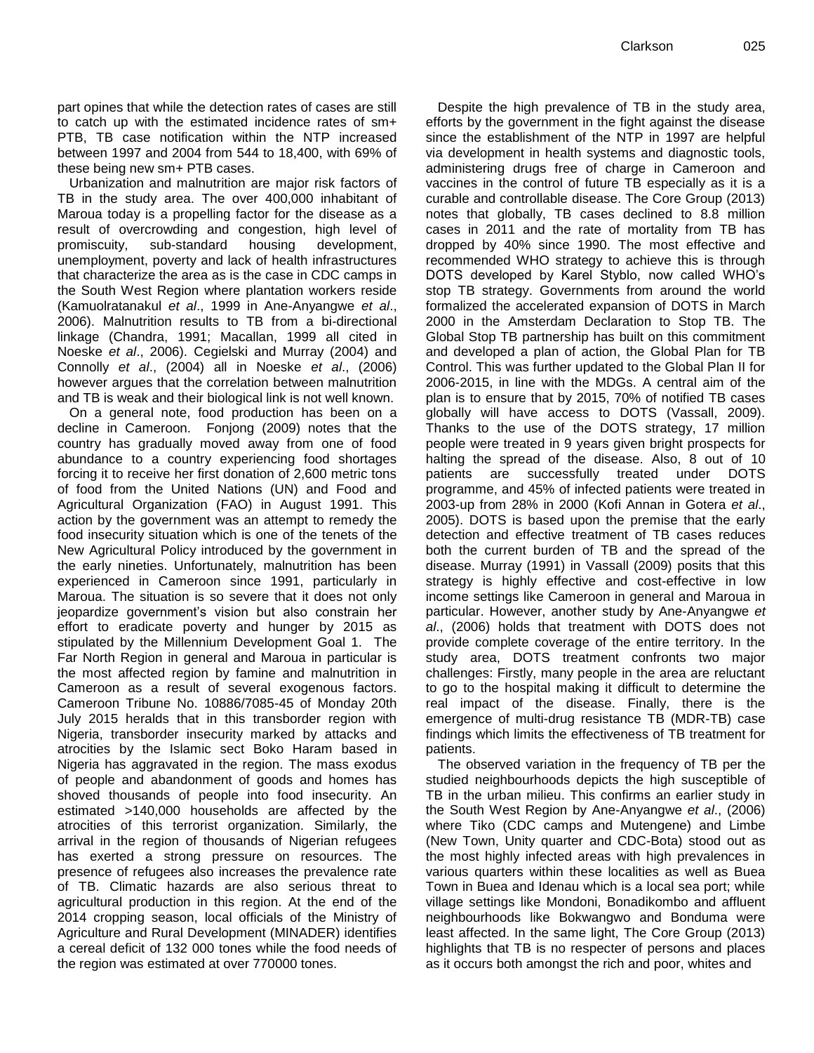part opines that while the detection rates of cases are still to catch up with the estimated incidence rates of sm+ PTB, TB case notification within the NTP increased between 1997 and 2004 from 544 to 18,400, with 69% of these being new sm+ PTB cases.

Urbanization and malnutrition are major risk factors of TB in the study area. The over 400,000 inhabitant of Maroua today is a propelling factor for the disease as a result of overcrowding and congestion, high level of promiscuity, sub-standard housing development, unemployment, poverty and lack of health infrastructures that characterize the area as is the case in CDC camps in the South West Region where plantation workers reside (Kamuolratanakul *et al*., 1999 in Ane-Anyangwe *et al*., 2006). Malnutrition results to TB from a bi-directional linkage (Chandra, 1991; Macallan, 1999 all cited in Noeske *et al*., 2006). Cegielski and Murray (2004) and Connolly *et al*., (2004) all in Noeske *et al*., (2006) however argues that the correlation between malnutrition and TB is weak and their biological link is not well known.

On a general note, food production has been on a decline in Cameroon. Fonjong (2009) notes that the country has gradually moved away from one of food abundance to a country experiencing food shortages forcing it to receive her first donation of 2,600 metric tons of food from the United Nations (UN) and Food and Agricultural Organization (FAO) in August 1991. This action by the government was an attempt to remedy the food insecurity situation which is one of the tenets of the New Agricultural Policy introduced by the government in the early nineties. Unfortunately, malnutrition has been experienced in Cameroon since 1991, particularly in Maroua. The situation is so severe that it does not only jeopardize government's vision but also constrain her effort to eradicate poverty and hunger by 2015 as stipulated by the Millennium Development Goal 1. The Far North Region in general and Maroua in particular is the most affected region by famine and malnutrition in Cameroon as a result of several exogenous factors. Cameroon Tribune No. 10886/7085-45 of Monday 20th July 2015 heralds that in this transborder region with Nigeria, transborder insecurity marked by attacks and atrocities by the Islamic sect Boko Haram based in Nigeria has aggravated in the region. The mass exodus of people and abandonment of goods and homes has shoved thousands of people into food insecurity. An estimated >140,000 households are affected by the atrocities of this terrorist organization. Similarly, the arrival in the region of thousands of Nigerian refugees has exerted a strong pressure on resources. The presence of refugees also increases the prevalence rate of TB. Climatic hazards are also serious threat to agricultural production in this region. At the end of the 2014 cropping season, local officials of the Ministry of Agriculture and Rural Development (MINADER) identifies a cereal deficit of 132 000 tones while the food needs of the region was estimated at over 770000 tones.

Despite the high prevalence of TB in the study area, efforts by the government in the fight against the disease since the establishment of the NTP in 1997 are helpful via development in health systems and diagnostic tools, administering drugs free of charge in Cameroon and vaccines in the control of future TB especially as it is a curable and controllable disease. The Core Group (2013) notes that globally, TB cases declined to 8.8 million cases in 2011 and the rate of mortality from TB has dropped by 40% since 1990. The most effective and recommended WHO strategy to achieve this is through DOTS developed by Karel Styblo, now called WHO's stop TB strategy. Governments from around the world formalized the accelerated expansion of DOTS in March 2000 in the Amsterdam Declaration to Stop TB. The Global Stop TB partnership has built on this commitment and developed a plan of action, the Global Plan for TB Control. This was further updated to the Global Plan II for 2006-2015, in line with the MDGs. A central aim of the plan is to ensure that by 2015, 70% of notified TB cases globally will have access to DOTS (Vassall, 2009). Thanks to the use of the DOTS strategy, 17 million people were treated in 9 years given bright prospects for halting the spread of the disease. Also, 8 out of 10 patients are successfully treated under DOTS programme, and 45% of infected patients were treated in 2003-up from 28% in 2000 (Kofi Annan in Gotera *et al*., 2005). DOTS is based upon the premise that the early detection and effective treatment of TB cases reduces both the current burden of TB and the spread of the disease. Murray (1991) in Vassall (2009) posits that this strategy is highly effective and cost-effective in low income settings like Cameroon in general and Maroua in particular. However, another study by Ane-Anyangwe *et al*., (2006) holds that treatment with DOTS does not provide complete coverage of the entire territory. In the study area, DOTS treatment confronts two major challenges: Firstly, many people in the area are reluctant to go to the hospital making it difficult to determine the real impact of the disease. Finally, there is the emergence of multi-drug resistance TB (MDR-TB) case findings which limits the effectiveness of TB treatment for patients.

The observed variation in the frequency of TB per the studied neighbourhoods depicts the high susceptible of TB in the urban milieu. This confirms an earlier study in the South West Region by Ane-Anyangwe *et al*., (2006) where Tiko (CDC camps and Mutengene) and Limbe (New Town, Unity quarter and CDC-Bota) stood out as the most highly infected areas with high prevalences in various quarters within these localities as well as Buea Town in Buea and Idenau which is a local sea port; while village settings like Mondoni, Bonadikombo and affluent neighbourhoods like Bokwangwo and Bonduma were least affected. In the same light, The Core Group (2013) highlights that TB is no respecter of persons and places as it occurs both amongst the rich and poor, whites and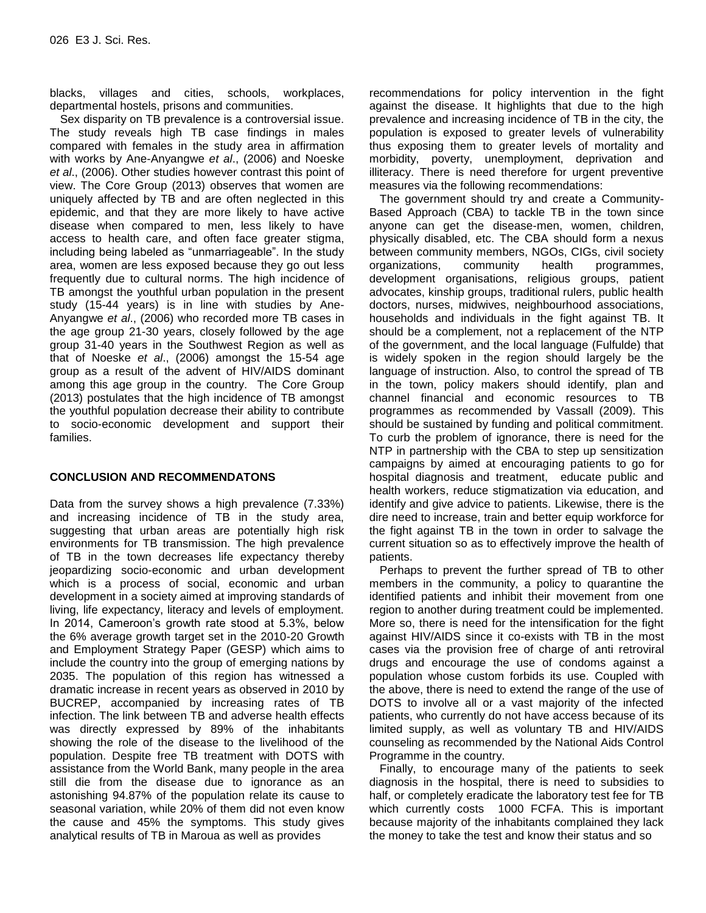blacks, villages and cities, schools, workplaces, departmental hostels, prisons and communities.

Sex disparity on TB prevalence is a controversial issue. The study reveals high TB case findings in males compared with females in the study area in affirmation with works by Ane-Anyangwe *et al*., (2006) and Noeske *et al*., (2006). Other studies however contrast this point of view. The Core Group (2013) observes that women are uniquely affected by TB and are often neglected in this epidemic, and that they are more likely to have active disease when compared to men, less likely to have access to health care, and often face greater stigma, including being labeled as "unmarriageable". In the study area, women are less exposed because they go out less frequently due to cultural norms. The high incidence of TB amongst the youthful urban population in the present study (15-44 years) is in line with studies by Ane-Anyangwe *et al*., (2006) who recorded more TB cases in the age group 21-30 years, closely followed by the age group 31-40 years in the Southwest Region as well as that of Noeske *et al*., (2006) amongst the 15-54 age group as a result of the advent of HIV/AIDS dominant among this age group in the country. The Core Group (2013) postulates that the high incidence of TB amongst the youthful population decrease their ability to contribute to socio-economic development and support their families.

## CONCLUSION AND RECOMMENDATONS

Data from the survey shows a high prevalence (7.33%) and increasing incidence of TB in the study area, suggesting that urban areas are potentially high risk environments for TB transmission. The high prevalence of TB in the town decreases life expectancy thereby jeopardizing socio-economic and urban development which is a process of social, economic and urban development in a society aimed at improving standards of living, life expectancy, literacy and levels of employment. In 2014, Cameroon's growth rate stood at 5.3%, below the 6% average growth target set in the 2010-20 Growth and Employment Strategy Paper (GESP) which aims to include the country into the group of emerging nations by 2035. The population of this region has witnessed a dramatic increase in recent years as observed in 2010 by BUCREP, accompanied by increasing rates of TB infection. The link between TB and adverse health effects was directly expressed by 89% of the inhabitants showing the role of the disease to the livelihood of the population. Despite free TB treatment with DOTS with assistance from the World Bank, many people in the area still die from the disease due to ignorance as an astonishing 94.87% of the population relate its cause to seasonal variation, while 20% of them did not even know the cause and 45% the symptoms. This study gives analytical results of TB in Maroua as well as provides recommendations for policy intervention in the fight against the disease. It highlights that due to the high prevalence and increasing incidence of TB in the city, the population is exposed to greater levels of vulnerability thus exposing them to greater levels of mortality and morbidity, poverty, unemployment, deprivation and illiteracy. There is need therefore for urgent preventive measures via the following recommendations:

The government should try and create a Community-Based Approach (CBA) to tackle TB in the town since anyone can get the disease-men, women, children, physically disabled, etc. The CBA should form a nexus between community members, NGOs, CIGs, civil society organizations, community health programmes, development organisations, religious groups, patient advocates, kinship groups, traditional rulers, public health doctors, nurses, midwives, neighbourhood associations, households and individuals in the fight against TB. It should be a complement, not a replacement of the NTP of the government, and the local language (Fulfulde) that is widely spoken in the region should largely be the language of instruction. Also, to control the spread of TB in the town, policy makers should identify, plan and channel financial and economic resources to TB programmes as recommended by Vassall (2009). This should be sustained by funding and political commitment. To curb the problem of ignorance, there is need for the NTP in partnership with the CBA to step up sensitization campaigns by aimed at encouraging patients to go for hospital diagnosis and treatment, educate public and health workers, reduce stigmatization via education, and identify and give advice to patients. Likewise, there is the dire need to increase, train and better equip workforce for the fight against TB in the town in order to salvage the current situation so as to effectively improve the health of patients.

Perhaps to prevent the further spread of TB to other members in the community, a policy to quarantine the identified patients and inhibit their movement from one region to another during treatment could be implemented. More so, there is need for the intensification for the fight against HIV/AIDS since it co-exists with TB in the most cases via the provision free of charge of anti retroviral drugs and encourage the use of condoms against a population whose custom forbids its use. Coupled with the above, there is need to extend the range of the use of DOTS to involve all or a vast majority of the infected patients, who currently do not have access because of its limited supply, as well as voluntary TB and HIV/AIDS counseling as recommended by the National Aids Control Programme in the country.

Finally, to encourage many of the patients to seek diagnosis in the hospital, there is need to subsidies to half, or completely eradicate the laboratory test fee for TB which currently costs 1000 FCFA. This is important because majority of the inhabitants complained they lack the money to take the test and know their status and so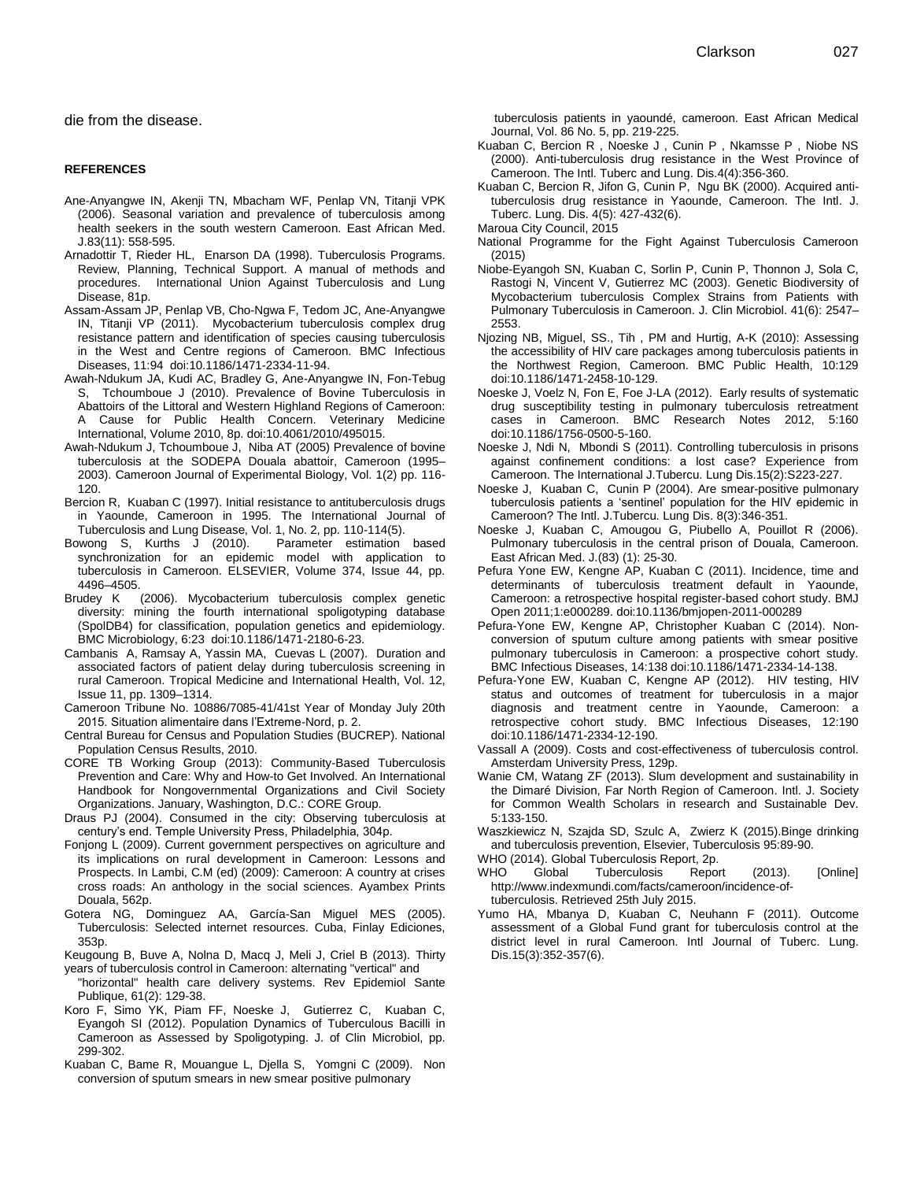die from the disease.

#### REFERENCES

Ane-Anyangwe IN, Akenji TN, Mbacham WF, Penlap VN, Titanji VPK (2006). Seasonal variation and prevalence of tuberculosis among health seekers in the south western Cameroon. East African Med. J.83(11): 558-595.

Arnadottir T, Rieder HL, Enarson DA (1998). Tuberculosis Programs. Review, Planning, Technical Support. A manual of methods and procedures. International Union Against Tuberculosis and Lung Disease, 81p.

Assam-Assam JP, Penlap VB, Cho-Ngwa F, Tedom JC, Ane-Anyangwe IN, Titanji VP (2011). Mycobacterium tuberculosis complex drug resistance pattern and identification of species causing tuberculosis in the West and Centre regions of Cameroon. BMC Infectious Diseases, 11:94 doi:10.1186/1471-2334-11-94.

Awah-Ndukum JA, Kudi AC, Bradley G, Ane-Anyangwe IN, Fon-Tebug S, Tchoumboue J (2010). Prevalence of Bovine Tuberculosis in Abattoirs of the Littoral and Western Highland Regions of Cameroon: A Cause for Public Health Concern. Veterinary Medicine International, Volume 2010, 8p. doi:10.4061/2010/495015.

Awah-Ndukum J, Tchoumboue J, Niba AT (2005) Prevalence of bovine tuberculosis at the SODEPA Douala abattoir, Cameroon (1995–2003). Cameroon Journal of Experimental Biology, Vol. 1(2) pp. 116-120.

Bercion R, Kuaban C (1997). Initial resistance to antituberculosis drugs in Yaounde, Cameroon in 1995. The International Journal of Tuberculosis and Lung Disease, Vol. 1, No. 2, pp. 110-114(5).

Bowong S, Kurths J (2010). Parameter estimation based synchronization for an epidemic model with application to tuberculosis in Cameroon. ELSEVIER, Volume 374, Issue 44, pp. 4496–4505.

Brudey K (2006). Mycobacterium tuberculosis complex genetic diversity: mining the fourth international spoligotyping database (SpolDB4) for classification, population genetics and epidemiology. BMC Microbiology, 6:23 doi:10.1186/1471-2180-6-23.

Cambanis A, Ramsay A, Yassin MA, Cuevas L (2007). Duration and associated factors of patient delay during tuberculosis screening in rural Cameroon. Tropical Medicine and International Health, Vol. 12, Issue 11, pp. 1309–1314.

Cameroon Tribune No. 10886/7085-41/41st Year of Monday July 20th 2015. Situation alimentaire dans l'Extreme-Nord, p. 2.

Central Bureau for Census and Population Studies (BUCREP). National Population Census Results, 2010.

CORE TB Working Group (2013): Community-Based Tuberculosis Prevention and Care: Why and How-to Get Involved. An International Handbook for Nongovernmental Organizations and Civil Society Organizations. January, Washington, D.C.: CORE Group.

Draus PJ (2004). Consumed in the city: Observing tuberculosis at century's end. Temple University Press, Philadelphia, 304p.

Fonjong L (2009). Current government perspectives on agriculture and its implications on rural development in Cameroon: Lessons and Prospects. In Lambi, C.M (ed) (2009): Cameroon: A country at crises cross roads: An anthology in the social sciences. Ayambex Prints Douala, 562p.

Gotera NG, Dominguez AA, García-San Miguel MES (2005). Tuberculosis: Selected internet resources. Cuba, Finlay Ediciones, 353p.

Keugoung B, Buve A, Nolna D, Macq J, Meli J, Criel B (2013). Thirty years of tuberculosis control in Cameroon: alternating "vertical" and "horizontal" health care delivery systems. Rev Epidemiol Sante Publique, 61(2): 129-38.

Koro F, Simo YK, Piam FF, Noeske J, Gutierrez C, Kuaban C, Eyangoh SI (2012). Population Dynamics of Tuberculous Bacilli in Cameroon as Assessed by Spoligotyping. J. of Clin Microbiol, pp. 299-302.

Kuaban C, Bame R, Mouangue L, Djella S, Yomgni C (2009). Non conversion of sputum smears in new smear positive pulmonary tuberculosis patients in yaoundé, cameroon. East African Medical Journal, Vol. 86 No. 5, pp. 219-225.

Kuaban C, Bercion R , Noeske J , Cunin P , Nkamsse P , Niobe NS (2000). Anti-tuberculosis drug resistance in the West Province of Cameroon. The Intl. Tuberc and Lung. Dis.4(4):356-360.

Kuaban C, Bercion R, Jifon G, Cunin P, Ngu BK (2000). Acquired anti-tuberculosis drug resistance in Yaounde, Cameroon. The Intl. J. Tuberc. Lung. Dis. 4(5): 427-432(6).

Maroua City Council, 2015

National Programme for the Fight Against Tuberculosis Cameroon (2015)

Niobe-Eyangoh SN, Kuaban C, Sorlin P, Cunin P, Thonnon J, Sola C, Rastogi N, Vincent V, Gutierrez MC (2003). Genetic Biodiversity of Mycobacterium tuberculosis Complex Strains from Patients with Pulmonary Tuberculosis in Cameroon. J. Clin Microbiol. 41(6): 2547–2553.

Njozing NB, Miguel, SS., Tih , PM and Hurtig, A-K (2010): Assessing the accessibility of HIV care packages among tuberculosis patients in the Northwest Region, Cameroon. BMC Public Health, 10:129 doi:10.1186/1471-2458-10-129.

Noeske J, Voelz N, Fon E, Foe J-LA (2012). Early results of systematic drug susceptibility testing in pulmonary tuberculosis retreatment cases in Cameroon. BMC Research Notes 2012, 5:160 doi:10.1186/1756-0500-5-160.

Noeske J, Ndi N, Mbondi S (2011). Controlling tuberculosis in prisons against confinement conditions: a lost case? Experience from Cameroon. The International J.Tubercu. Lung Dis.15(2):S223-227.

Noeske J, Kuaban C, Cunin P (2004). Are smear-positive pulmonary tuberculosis patients a 'sentinel' population for the HIV epidemic in Cameroon? The Intl. J.Tubercu. Lung Dis. 8(3):346-351.

Noeske J, Kuaban C, Amougou G, Piubello A, Pouillot R (2006). Pulmonary tuberculosis in the central prison of Douala, Cameroon. East African Med. J.(83) (1): 25-30.

Pefura Yone EW, Kengne AP, Kuaban C (2011). Incidence, time and determinants of tuberculosis treatment default in Yaounde, Cameroon: a retrospective hospital register-based cohort study. BMJ Open 2011;1:e000289. doi:10.1136/bmjopen-2011-000289

Pefura-Yone EW, Kengne AP, Christopher Kuaban C (2014). Non-conversion of sputum culture among patients with smear positive pulmonary tuberculosis in Cameroon: a prospective cohort study. BMC Infectious Diseases, 14:138 doi:10.1186/1471-2334-14-138.

Pefura-Yone EW, Kuaban C, Kengne AP (2012). HIV testing, HIV status and outcomes of treatment for tuberculosis in a major diagnosis and treatment centre in Yaounde, Cameroon: a retrospective cohort study. BMC Infectious Diseases, 12:190 doi:10.1186/1471-2334-12-190.

Vassall A (2009). Costs and cost-effectiveness of tuberculosis control. Amsterdam University Press, 129p.

Wanie CM, Watang ZF (2013). Slum development and sustainability in the Dimaré Division, Far North Region of Cameroon. Intl. J. Society for Common Wealth Scholars in research and Sustainable Dev. 5:133-150.

Waszkiewicz N, Szajda SD, Szulc A, Zwierz K (2015).Binge drinking and tuberculosis prevention, Elsevier, Tuberculosis 95:89-90.

WHO (2014). Global Tuberculosis Report, 2p.

WHO Global Tuberculosis Report (2013). [Online] http://www.indexmundi.com/facts/cameroon/incidence-of-tuberculosis. Retrieved 25th July 2015.

Yumo HA, Mbanya D, Kuaban C, Neuhann F (2011). Outcome assessment of a Global Fund grant for tuberculosis control at the district level in rural Cameroon. Intl Journal of Tuberc. Lung. Dis.15(3):352-357(6).